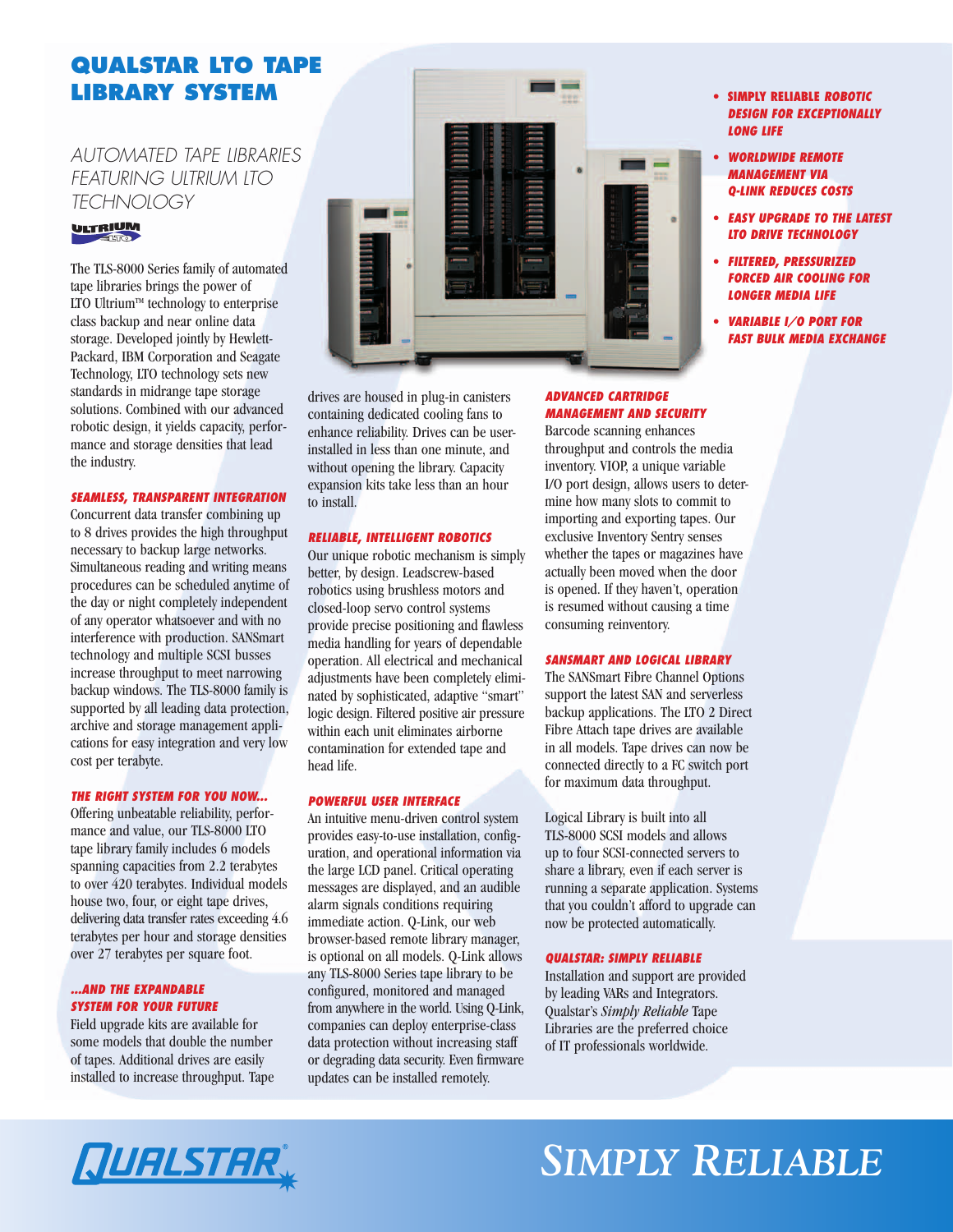# QUALSTAR LTO TAPE LIBRARY SYSTEM

## AUTOMATED TAPE LIBRARIES FEATURING ULTRIUM LTO TECHNOLOGY

The TLS-8000 Series family of automated tape libraries brings the power of LTO Ultrium™ technology to enterprise class backup and near online data storage. Developed jointly by Hewlett-Packard, IBM Corporation and Seagate Technology, LTO technology sets new standards in midrange tape storage solutions. Combined with our advanced robotic design, it yields capacity, performance and storage densities that lead the industry.

- ***SIMPLY RELIABLE ROBOTIC DESIGN FOR EXCEPTIONALLY LONG LIFE***
- ***WORLDWIDE REMOTE MANAGEMENT VIA Q-LINK REDUCES COSTS***
- ***EASY UPGRADE TO THE LATEST LTO DRIVE TECHNOLOGY***
- ***FILTERED, PRESSURIZED FORCED AIR COOLING FOR LONGER MEDIA LIFE***
- ***VARIABLE I/O PORT FOR FAST BULK MEDIA EXCHANGE***

### SEAMLESS, TRANSPARENT INTEGRATION

Concurrent data transfer combining up to 8 drives provides the high throughput necessary to backup large networks. Simultaneous reading and writing means procedures can be scheduled anytime of the day or night completely independent of any operator whatsoever and with no interference with production. SANSmart technology and multiple SCSI busses increase throughput to meet narrowing backup windows. The TLS-8000 family is supported by all leading data protection, archive and storage management applications for easy integration and very low cost per terabyte.

### THE RIGHT SYSTEM FOR YOU NOW...

Offering unbeatable reliability, performance and value, our TLS-8000 LTO tape library family includes 6 models spanning capacities from 2.2 terabytes to over 420 terabytes. Individual models house two, four, or eight tape drives, delivering data transfer rates exceeding 4.6 terabytes per hour and storage densities over 27 terabytes per square foot.

### ...AND THE EXPANDABLE SYSTEM FOR YOUR FUTURE

Field upgrade kits are available for some models that double the number of tapes. Additional drives are easily installed to increase throughput. Tape drives are housed in plug-in canisters containing dedicated cooling fans to enhance reliability. Drives can be user-installed in less than one minute, and without opening the library. Capacity expansion kits take less than an hour to install.

### RELIABLE, INTELLIGENT ROBOTICS

Our unique robotic mechanism is simply better, by design. Leadscrew-based robotics using brushless motors and closed-loop servo control systems provide precise positioning and flawless media handling for years of dependable operation. All electrical and mechanical adjustments have been completely eliminated by sophisticated, adaptive "smart" logic design. Filtered positive air pressure within each unit eliminates airborne contamination for extended tape and head life.

### POWERFUL USER INTERFACE

An intuitive menu-driven control system provides easy-to-use installation, configuration, and operational information via the large LCD panel. Critical operating messages are displayed, and an audible alarm signals conditions requiring immediate action. Q-Link, our web browser-based remote library manager, is optional on all models. Q-Link allows any TLS-8000 Series tape library to be configured, monitored and managed from anywhere in the world. Using Q-Link, companies can deploy enterprise-class data protection without increasing staff or degrading data security. Even firmware updates can be installed remotely.

### ADVANCED CARTRIDGE MANAGEMENT AND SECURITY

Barcode scanning enhances throughput and controls the media inventory. VIOP, a unique variable I/O port design, allows users to determine how many slots to commit to importing and exporting tapes. Our exclusive Inventory Sentry senses whether the tapes or magazines have actually been moved when the door is opened. If they haven't, operation is resumed without causing a time consuming reinventory.

### SANSMART AND LOGICAL LIBRARY

The SANSmart Fibre Channel Options support the latest SAN and serverless backup applications. The LTO 2 Direct Fibre Attach tape drives are available in all models. Tape drives can now be connected directly to a FC switch port for maximum data throughput.

Logical Library is built into all TLS-8000 SCSI models and allows up to four SCSI-connected servers to share a library, even if each server is running a separate application. Systems that you couldn't afford to upgrade can now be protected automatically.

### QUALSTAR: SIMPLY RELIABLE

Installation and support are provided by leading VARs and Integrators. Qualstar's *Simply Reliable* Tape Libraries are the preferred choice of IT professionals worldwide.

QUALSTAR®

SIMPLY RELIABLE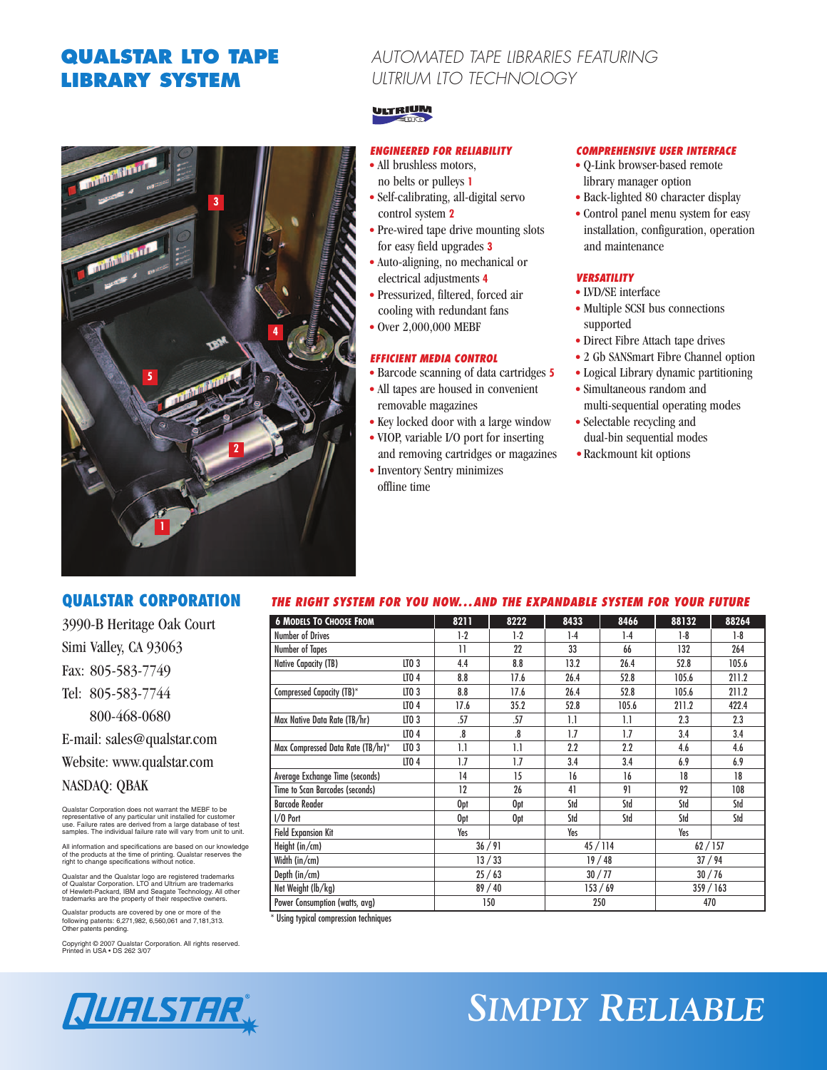# QUALSTAR LTO TAPE LIBRARY SYSTEM

*AUTOMATED TAPE LIBRARIES FEATURING ULTRIUM LTO TECHNOLOGY*

### ENGINEERED FOR RELIABILITY

- All brushless motors, no belts or pulleys 1
- Self-calibrating, all-digital servo control system 2
- Pre-wired tape drive mounting slots for easy field upgrades 3
- Auto-aligning, no mechanical or electrical adjustments 4
- Pressurized, filtered, forced air cooling with redundant fans
- Over 2,000,000 MEBF

### EFFICIENT MEDIA CONTROL

- Barcode scanning of data cartridges 5
- All tapes are housed in convenient removable magazines
- Key locked door with a large window
- VIOP, variable I/O port for inserting and removing cartridges or magazines
- Inventory Sentry minimizes offline time

### COMPREHENSIVE USER INTERFACE

- Q-Link browser-based remote library manager option
- Back-lighted 80 character display
- Control panel menu system for easy installation, configuration, operation and maintenance

### VERSATILITY

- LVD/SE interface
- Multiple SCSI bus connections supported
- Direct Fibre Attach tape drives
- 2 Gb SANSmart Fibre Channel option
- Logical Library dynamic partitioning
- Simultaneous random and multi-sequential operating modes
- Selectable recycling and dual-bin sequential modes
- Rackmount kit options

## QUALSTAR CORPORATION

3990-B Heritage Oak Court
Simi Valley, CA 93063
Fax: 805-583-7749
Tel: 805-583-7744
800-468-0680
E-mail: sales@qualstar.com
Website: www.qualstar.com
NASDAQ: QBAK

Qualstar Corporation does not warrant the MEBF to be representative of any particular unit installed for customer use. Failure rates are derived from a large database of test samples. The individual failure rate will vary from unit to unit.

All information and specifications are based on our knowledge of the products at the time of printing. Qualstar reserves the right to change specifications without notice.

Qualstar and the Qualstar logo are registered trademarks of Qualstar Corporation. LTO and Ultrium are trademarks of Hewlett-Packard, IBM and Seagate Technology. All other trademarks are the property of their respective owners.

Qualstar products are covered by one or more of the following patents: 6,271,982, 6,560,061 and 7,181,313. Other patents pending.

Copyright © 2007 Qualstar Corporation. All rights reserved.
Printed in USA • DS 262 3/07

## THE RIGHT SYSTEM FOR YOU NOW...AND THE EXPANDABLE SYSTEM FOR YOUR FUTURE

| 6 Models To Choose From | | 8211 | 8222 | 8433 | 8466 | 88132 | 88264 |
|---|---|---|---|---|---|---|---|
| Number of Drives | | 1-2 | 1-2 | 1-4 | 1-4 | 1-8 | 1-8 |
| Number of Tapes | | 11 | 22 | 33 | 66 | 132 | 264 |
| Native Capacity (TB) | LTO 3 | 4.4 | 8.8 | 13.2 | 26.4 | 52.8 | 105.6 |
| | LTO 4 | 8.8 | 17.6 | 26.4 | 52.8 | 105.6 | 211.2 |
| Compressed Capacity (TB)* | LTO 3 | 8.8 | 17.6 | 26.4 | 52.8 | 105.6 | 211.2 |
| | LTO 4 | 17.6 | 35.2 | 52.8 | 105.6 | 211.2 | 422.4 |
| Max Native Data Rate (TB/hr) | LTO 3 | .57 | .57 | 1.1 | 1.1 | 2.3 | 2.3 |
| | LTO 4 | .8 | .8 | 1.7 | 1.7 | 3.4 | 3.4 |
| Max Compressed Data Rate (TB/hr)* | LTO 3 | 1.1 | 1.1 | 2.2 | 2.2 | 4.6 | 4.6 |
| | LTO 4 | 1.7 | 1.7 | 3.4 | 3.4 | 6.9 | 6.9 |
| Average Exchange Time (seconds) | | 14 | 15 | 16 | 16 | 18 | 18 |
| Time to Scan Barcodes (seconds) | | 12 | 26 | 41 | 91 | 92 | 108 |
| Barcode Reader | | Opt | Opt | Std | Std | Std | Std |
| I/O Port | | Opt | Opt | Std | Std | Std | Std |
| Field Expansion Kit | | Yes | | Yes | | Yes | |
| Height (in/cm) | | 36 / 91 | | 45 / 114 | | 62 / 157 | |
| Width (in/cm) | | 13 / 33 | | 19 / 48 | | 37 / 94 | |
| Depth (in/cm) | | 25 / 63 | | 30 / 77 | | 30 / 76 | |
| Net Weight (lb/kg) | | 89 / 40 | | 153 / 69 | | 359 / 163 | |
| Power Consumption (watts, avg) | | 150 | | 250 | | 470 | |

\* Using typical compression techniques

QUALSTAR®

SIMPLY RELIABLE